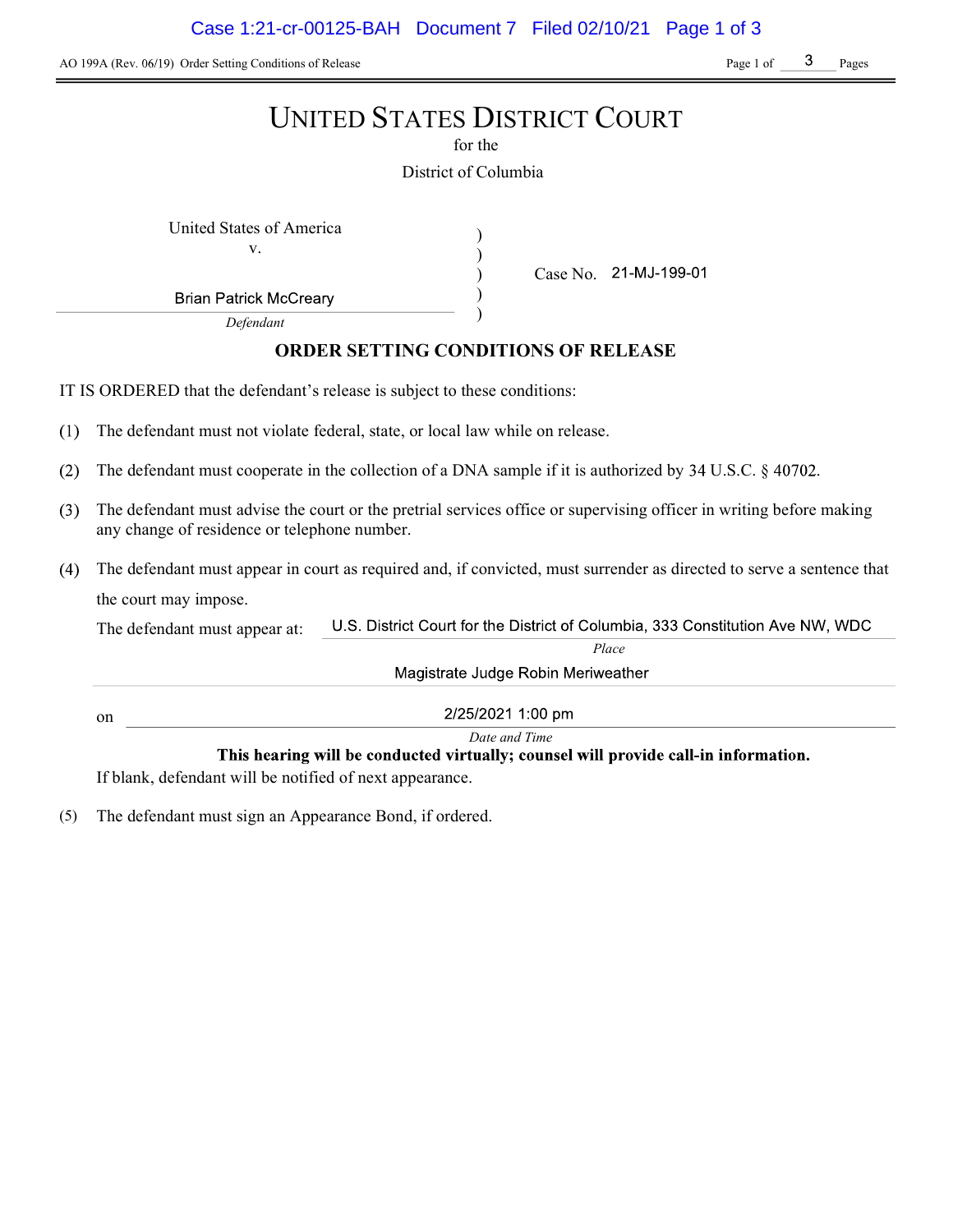AO 199A (Rev. 06/19) Order Setting Conditions of Release

# UNITED STATES DISTRICT COURT

for the

District of Columbia

United States of America
v.

Brian Patrick McCreary
*Defendant*

Case No. 21-MJ-199-01

## ORDER SETTING CONDITIONS OF RELEASE

IT IS ORDERED that the defendant's release is subject to these conditions:

(1) The defendant must not violate federal, state, or local law while on release.

(2) The defendant must cooperate in the collection of a DNA sample if it is authorized by 34 U.S.C. § 40702.

(3) The defendant must advise the court or the pretrial services office or supervising officer in writing before making any change of residence or telephone number.

(4) The defendant must appear in court as required and, if convicted, must surrender as directed to serve a sentence that the court may impose.

The defendant must appear at: U.S. District Court for the District of Columbia, 333 Constitution Ave NW, WDC
*Place*

Magistrate Judge Robin Meriweather

on 2/25/2021 1:00 pm
*Date and Time*

**This hearing will be conducted virtually; counsel will provide call-in information.**

If blank, defendant will be notified of next appearance.

(5) The defendant must sign an Appearance Bond, if ordered.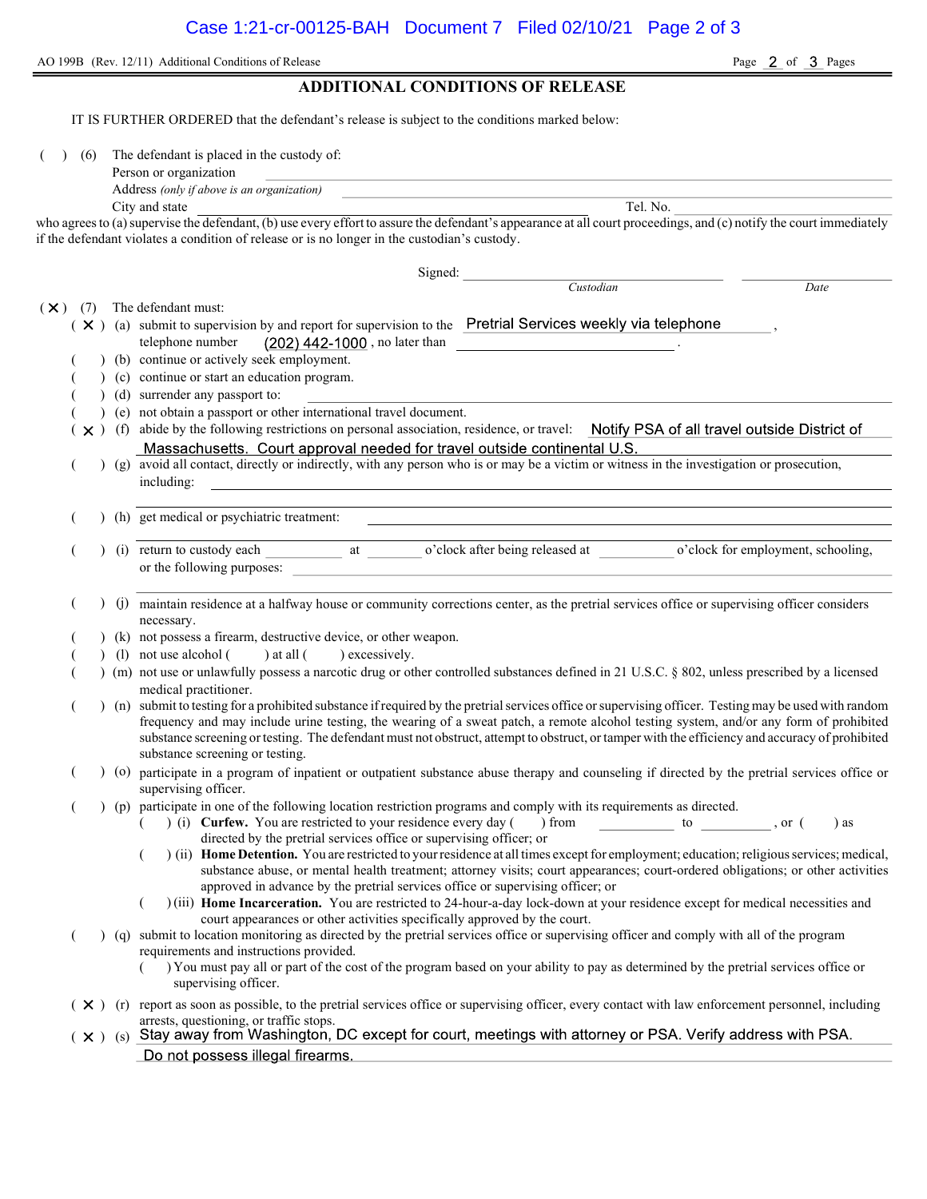AO 199B (Rev. 12/11) Additional Conditions of Release

## ADDITIONAL CONDITIONS OF RELEASE

IT IS FURTHER ORDERED that the defendant's release is subject to the conditions marked below:

( ) (6) The defendant is placed in the custody of:

Person or organization ____________________

Address *(only if above is an organization)* ____________________

City and state ____________________ Tel. No. ____________________

who agrees to (a) supervise the defendant, (b) use every effort to assure the defendant's appearance at all court proceedings, and (c) notify the court immediately if the defendant violates a condition of release or is no longer in the custodian's custody.

Signed: ____________________ ____________________
*Custodian* *Date*

( X ) (7) The defendant must:

- ( X ) (a) submit to supervision by and report for supervision to the Pretrial Services weekly via telephone, telephone number (202) 442-1000, no later than ____________________.
- ( ) (b) continue or actively seek employment.
- ( ) (c) continue or start an education program.
- ( ) (d) surrender any passport to: ____________________
- ( ) (e) not obtain a passport or other international travel document.
- ( X ) (f) abide by the following restrictions on personal association, residence, or travel: Notify PSA of all travel outside District of Massachusetts. Court approval needed for travel outside continental U.S.
- ( ) (g) avoid all contact, directly or indirectly, with any person who is or may be a victim or witness in the investigation or prosecution, including: ____________________
- ( ) (h) get medical or psychiatric treatment: ____________________
- ( ) (i) return to custody each ________ at ________ o'clock after being released at ________ o'clock for employment, schooling, or the following purposes: ____________________
- ( ) (j) maintain residence at a halfway house or community corrections center, as the pretrial services office or supervising officer considers necessary.
- ( ) (k) not possess a firearm, destructive device, or other weapon.
- ( ) (l) not use alcohol ( ) at all ( ) excessively.
- ( ) (m) not use or unlawfully possess a narcotic drug or other controlled substances defined in 21 U.S.C. § 802, unless prescribed by a licensed medical practitioner.
- ( ) (n) submit to testing for a prohibited substance if required by the pretrial services office or supervising officer. Testing may be used with random frequency and may include urine testing, the wearing of a sweat patch, a remote alcohol testing system, and/or any form of prohibited substance screening or testing. The defendant must not obstruct, attempt to obstruct, or tamper with the efficiency and accuracy of prohibited substance screening or testing.
- ( ) (o) participate in a program of inpatient or outpatient substance abuse therapy and counseling if directed by the pretrial services office or supervising officer.
- ( ) (p) participate in one of the following location restriction programs and comply with its requirements as directed.
  - ( ) (i) **Curfew.** You are restricted to your residence every day ( ) from ________ to ________, or ( ) as directed by the pretrial services office or supervising officer; or
  - ( ) (ii) **Home Detention.** You are restricted to your residence at all times except for employment; education; religious services; medical, substance abuse, or mental health treatment; attorney visits; court appearances; court-ordered obligations; or other activities approved in advance by the pretrial services office or supervising officer; or
  - ( ) (iii) **Home Incarceration.** You are restricted to 24-hour-a-day lock-down at your residence except for medical necessities and court appearances or other activities specifically approved by the court.
- ( ) (q) submit to location monitoring as directed by the pretrial services office or supervising officer and comply with all of the program requirements and instructions provided.
  - ( ) You must pay all or part of the cost of the program based on your ability to pay as determined by the pretrial services office or supervising officer.
- ( X ) (r) report as soon as possible, to the pretrial services office or supervising officer, every contact with law enforcement personnel, including arrests, questioning, or traffic stops.
- ( X ) (s) Stay away from Washington, DC except for court, meetings with attorney or PSA. Verify address with PSA. Do not possess illegal firearms.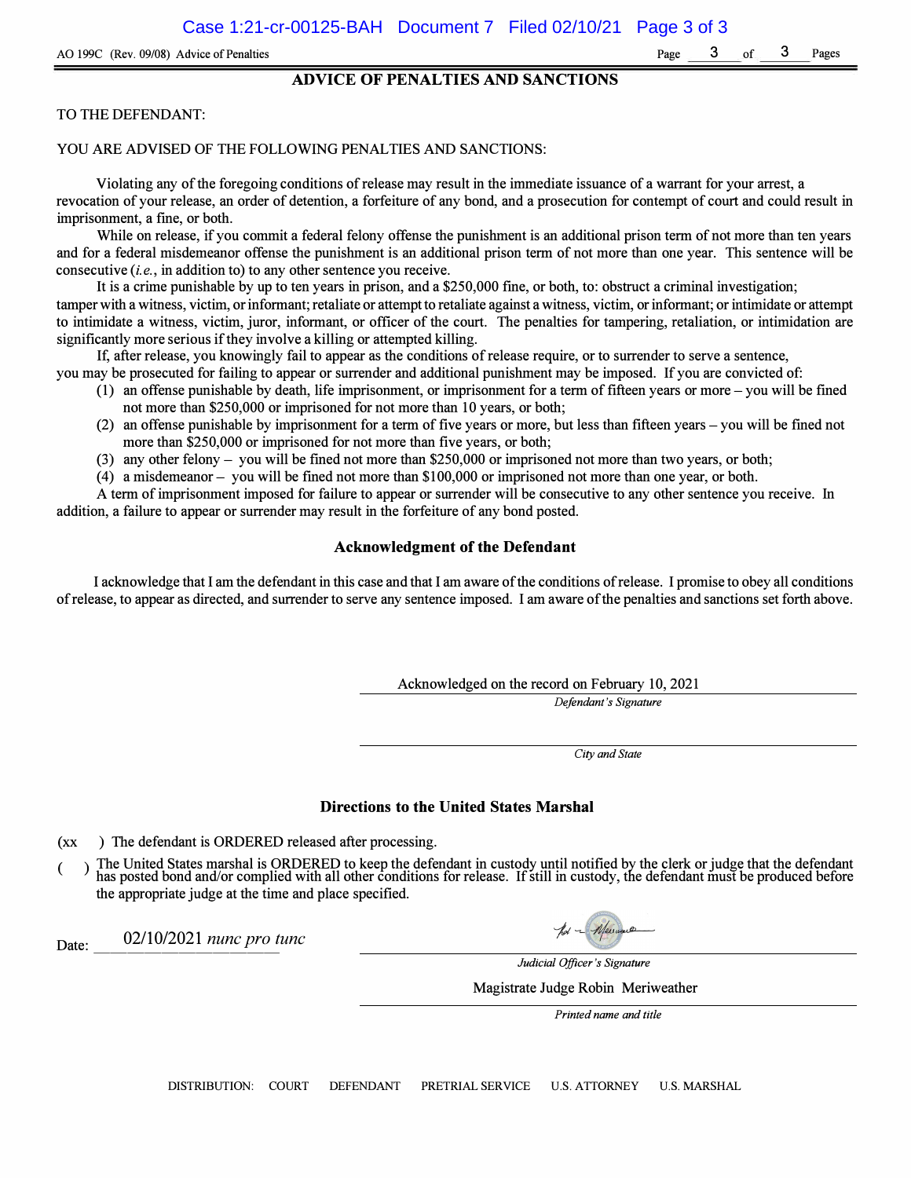AO 199C (Rev. 09/08) Advice of Penalties

## ADVICE OF PENALTIES AND SANCTIONS

TO THE DEFENDANT:

YOU ARE ADVISED OF THE FOLLOWING PENALTIES AND SANCTIONS:

Violating any of the foregoing conditions of release may result in the immediate issuance of a warrant for your arrest, a revocation of your release, an order of detention, a forfeiture of any bond, and a prosecution for contempt of court and could result in imprisonment, a fine, or both.

While on release, if you commit a federal felony offense the punishment is an additional prison term of not more than ten years and for a federal misdemeanor offense the punishment is an additional prison term of not more than one year. This sentence will be consecutive (*i.e.*, in addition to) to any other sentence you receive.

It is a crime punishable by up to ten years in prison, and a $250,000 fine, or both, to: obstruct a criminal investigation; tamper with a witness, victim, or informant; retaliate or attempt to retaliate against a witness, victim, or informant; or intimidate or attempt to intimidate a witness, victim, juror, informant, or officer of the court. The penalties for tampering, retaliation, or intimidation are significantly more serious if they involve a killing or attempted killing.

If, after release, you knowingly fail to appear as the conditions of release require, or to surrender to serve a sentence, you may be prosecuted for failing to appear or surrender and additional punishment may be imposed. If you are convicted of:

(1) an offense punishable by death, life imprisonment, or imprisonment for a term of fifteen years or more – you will be fined not more than $250,000 or imprisoned for not more than 10 years, or both;

(2) an offense punishable by imprisonment for a term of five years or more, but less than fifteen years – you will be fined not more than $250,000 or imprisoned for not more than five years, or both;

(3) any other felony – you will be fined not more than $250,000 or imprisoned not more than two years, or both;

(4) a misdemeanor – you will be fined not more than $100,000 or imprisoned not more than one year, or both.

A term of imprisonment imposed for failure to appear or surrender will be consecutive to any other sentence you receive. In addition, a failure to appear or surrender may result in the forfeiture of any bond posted.

### Acknowledgment of the Defendant

I acknowledge that I am the defendant in this case and that I am aware of the conditions of release. I promise to obey all conditions of release, to appear as directed, and surrender to serve any sentence imposed. I am aware of the penalties and sanctions set forth above.

Acknowledged on the record on February 10, 2021

*Defendant's Signature*

*City and State*

### Directions to the United States Marshal

(xx ) The defendant is ORDERED released after processing.

( ) The United States marshal is ORDERED to keep the defendant in custody until notified by the clerk or judge that the defendant has posted bond and/or complied with all other conditions for release. If still in custody, the defendant must be produced before the appropriate judge at the time and place specified.

Date: 02/10/2021 *nunc pro tunc*

*Judicial Officer's Signature*

Magistrate Judge Robin Meriweather

*Printed name and title*

DISTRIBUTION: COURT DEFENDANT PRETRIAL SERVICE U.S. ATTORNEY U.S. MARSHAL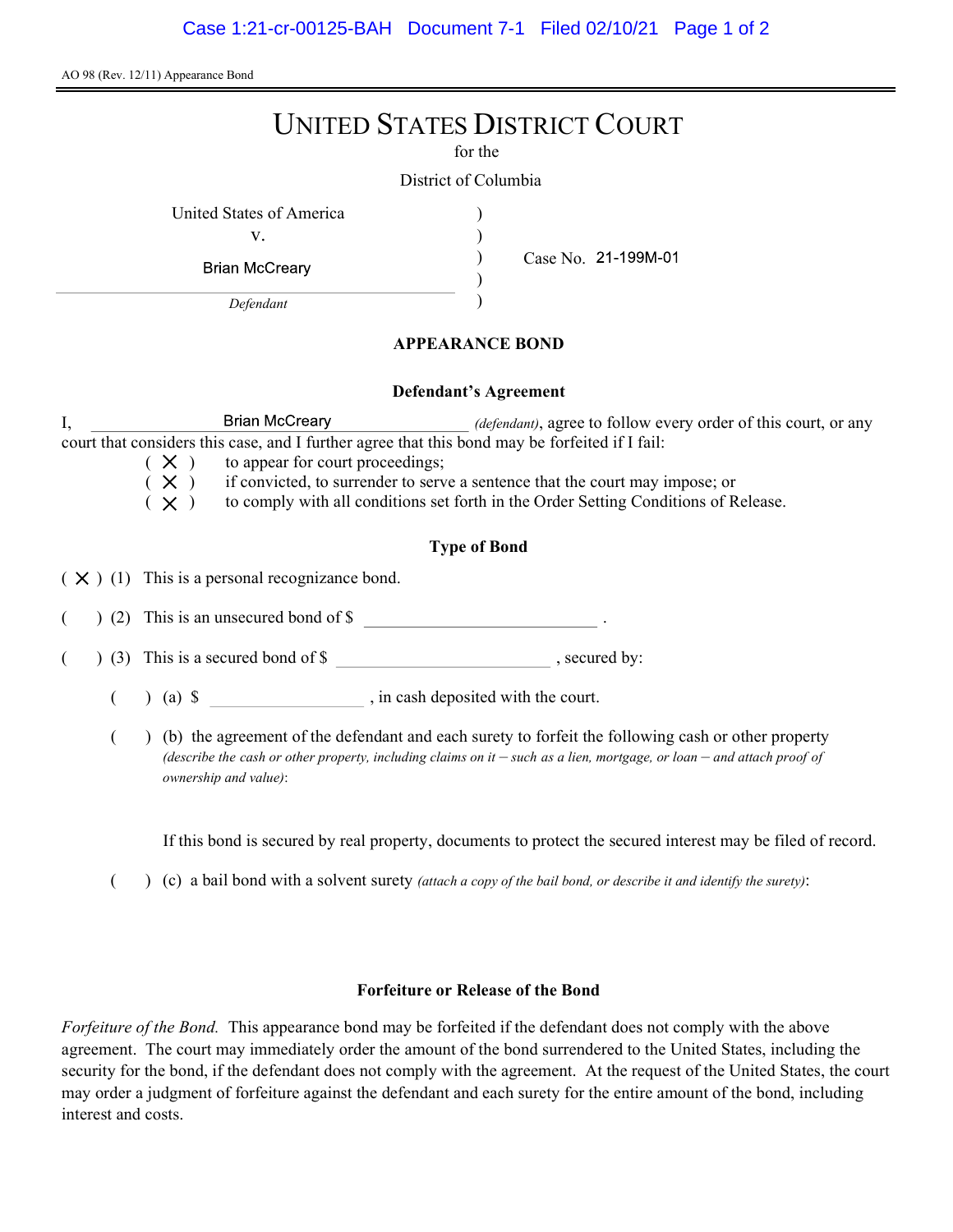AO 98 (Rev. 12/11) Appearance Bond

# UNITED STATES DISTRICT COURT

for the

District of Columbia

United States of America
v.
Brian McCreary
*Defendant*

Case No. 21-199M-01

## APPEARANCE BOND

### Defendant's Agreement

I, Brian McCreary *(defendant)*, agree to follow every order of this court, or any court that considers this case, and I further agree that this bond may be forfeited if I fail:

( X ) to appear for court proceedings;
( X ) if convicted, to surrender to serve a sentence that the court may impose; or
( X ) to comply with all conditions set forth in the Order Setting Conditions of Release.

### Type of Bond

( X ) (1) This is a personal recognizance bond.

(   ) (2) This is an unsecured bond of $ ______________ .

(   ) (3) This is a secured bond of $ ______________ , secured by:

(   ) (a) $ ______________ , in cash deposited with the court.

(   ) (b) the agreement of the defendant and each surety to forfeit the following cash or other property *(describe the cash or other property, including claims on it – such as a lien, mortgage, or loan – and attach proof of ownership and value)*:

If this bond is secured by real property, documents to protect the secured interest may be filed of record.

(   ) (c) a bail bond with a solvent surety *(attach a copy of the bail bond, or describe it and identify the surety)*:

### Forfeiture or Release of the Bond

*Forfeiture of the Bond.* This appearance bond may be forfeited if the defendant does not comply with the above agreement. The court may immediately order the amount of the bond surrendered to the United States, including the security for the bond, if the defendant does not comply with the agreement. At the request of the United States, the court may order a judgment of forfeiture against the defendant and each surety for the entire amount of the bond, including interest and costs.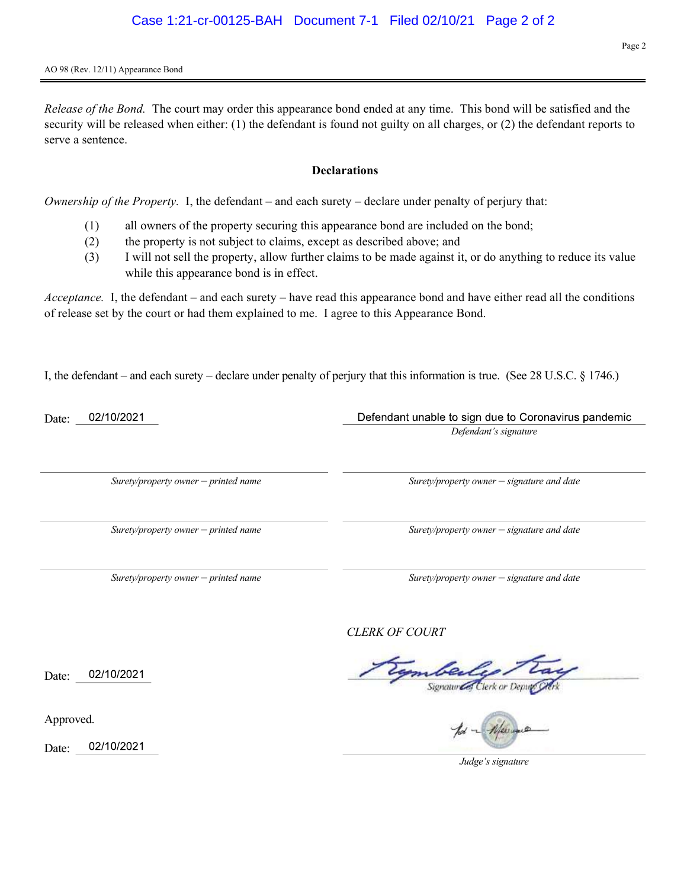AO 98 (Rev. 12/11) Appearance Bond

*Release of the Bond.* The court may order this appearance bond ended at any time. This bond will be satisfied and the security will be released when either: (1) the defendant is found not guilty on all charges, or (2) the defendant reports to serve a sentence.

**Declarations**

*Ownership of the Property.* I, the defendant – and each surety – declare under penalty of perjury that:

(1) all owners of the property securing this appearance bond are included on the bond;
(2) the property is not subject to claims, except as described above; and
(3) I will not sell the property, allow further claims to be made against it, or do anything to reduce its value while this appearance bond is in effect.

*Acceptance.* I, the defendant – and each surety – have read this appearance bond and have either read all the conditions of release set by the court or had them explained to me. I agree to this Appearance Bond.

I, the defendant – and each surety – declare under penalty of perjury that this information is true. (See 28 U.S.C. § 1746.)

Date: 02/10/2021

Defendant unable to sign due to Coronavirus pandemic
*Defendant's signature*

*Surety/property owner – printed name* | *Surety/property owner – signature and date*

*Surety/property owner – printed name* | *Surety/property owner – signature and date*

*Surety/property owner – printed name* | *Surety/property owner – signature and date*

*CLERK OF COURT*

Date: 02/10/2021

Kymberly Kay
*Signature of Clerk or Deputy Clerk*

Approved.

Date: 02/10/2021

*Judge's signature*